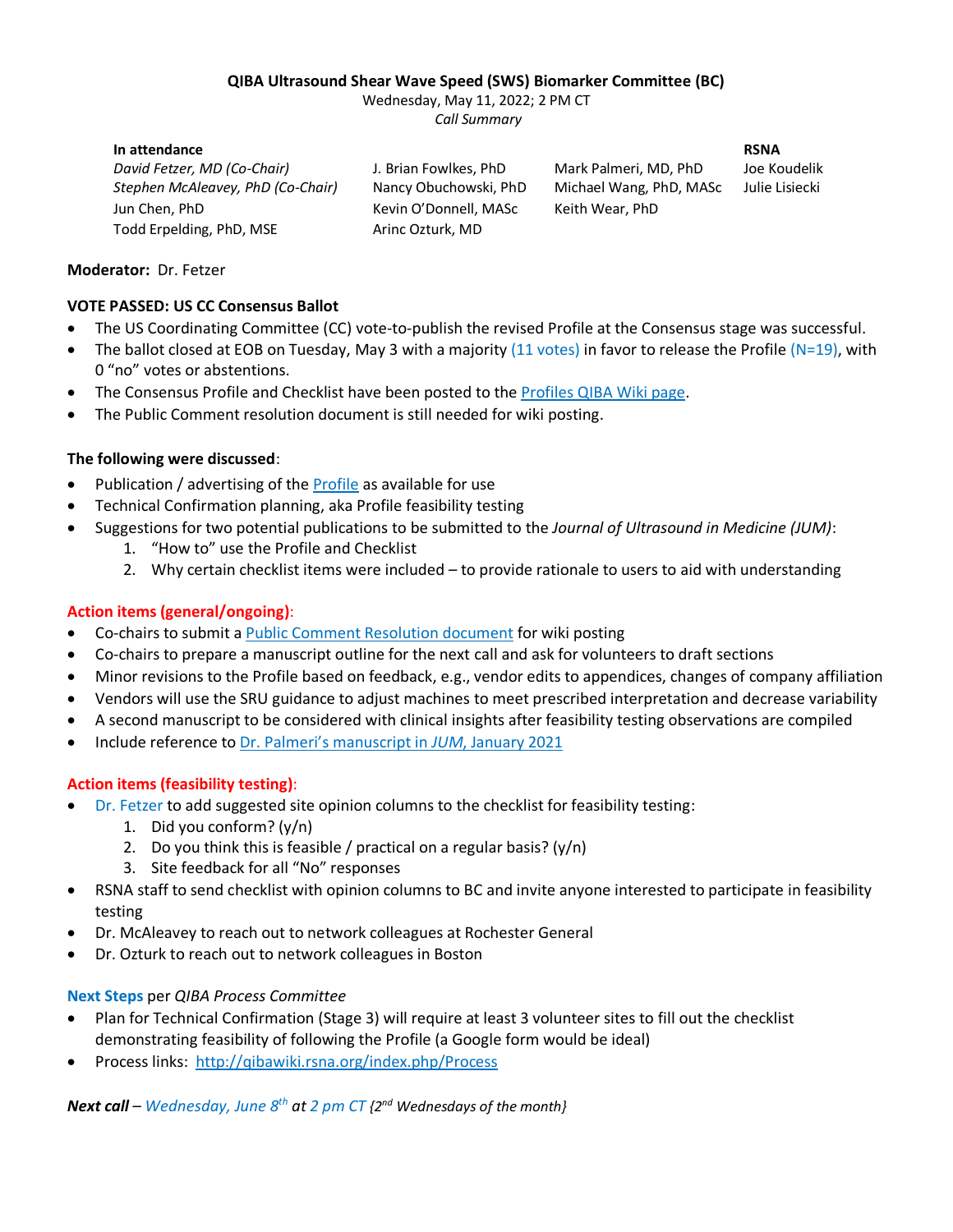# QIBA Ultrasound Shear Wave Speed (SWS) Biomarker Committee (BC)

Wednesday, May 11, 2022; 2 PM CT

*Call Summary*

| In attendance | | | RSNA |
|---|---|---|---|
| *David Fetzer, MD (Co-Chair)* | J. Brian Fowlkes, PhD | Mark Palmeri, MD, PhD | Joe Koudelik |
| *Stephen McAleavey, PhD (Co-Chair)* | Nancy Obuchowski, PhD | Michael Wang, PhD, MASc | Julie Lisiecki |
| Jun Chen, PhD | Kevin O'Donnell, MASc | Keith Wear, PhD | |
| Todd Erpelding, PhD, MSE | Arinc Ozturk, MD | | |

**Moderator:** Dr. Fetzer

**VOTE PASSED: US CC Consensus Ballot**

- The US Coordinating Committee (CC) vote-to-publish the revised Profile at the Consensus stage was successful.
- The ballot closed at EOB on Tuesday, May 3 with a majority (11 votes) in favor to release the Profile (N=19), with 0 "no" votes or abstentions.
- The Consensus Profile and Checklist have been posted to the Profiles QIBA Wiki page.
- The Public Comment resolution document is still needed for wiki posting.

**The following were discussed**:

- Publication / advertising of the Profile as available for use
- Technical Confirmation planning, aka Profile feasibility testing
- Suggestions for two potential publications to be submitted to the *Journal of Ultrasound in Medicine (JUM)*:
  1. "How to" use the Profile and Checklist
  2. Why certain checklist items were included – to provide rationale to users to aid with understanding

**Action items (general/ongoing)**:

- Co-chairs to submit a Public Comment Resolution document for wiki posting
- Co-chairs to prepare a manuscript outline for the next call and ask for volunteers to draft sections
- Minor revisions to the Profile based on feedback, e.g., vendor edits to appendices, changes of company affiliation
- Vendors will use the SRU guidance to adjust machines to meet prescribed interpretation and decrease variability
- A second manuscript to be considered with clinical insights after feasibility testing observations are compiled
- Include reference to Dr. Palmeri's manuscript in *JUM*, January 2021

**Action items (feasibility testing)**:

- Dr. Fetzer to add suggested site opinion columns to the checklist for feasibility testing:
  1. Did you conform? (y/n)
  2. Do you think this is feasible / practical on a regular basis? (y/n)
  3. Site feedback for all "No" responses
- RSNA staff to send checklist with opinion columns to BC and invite anyone interested to participate in feasibility testing
- Dr. McAleavey to reach out to network colleagues at Rochester General
- Dr. Ozturk to reach out to network colleagues in Boston

**Next Steps** per *QIBA Process Committee*

- Plan for Technical Confirmation (Stage 3) will require at least 3 volunteer sites to fill out the checklist demonstrating feasibility of following the Profile (a Google form would be ideal)
- Process links: http://qibawiki.rsna.org/index.php/Process

***Next call** – Wednesday, June 8th at 2 pm CT {2nd Wednesdays of the month}*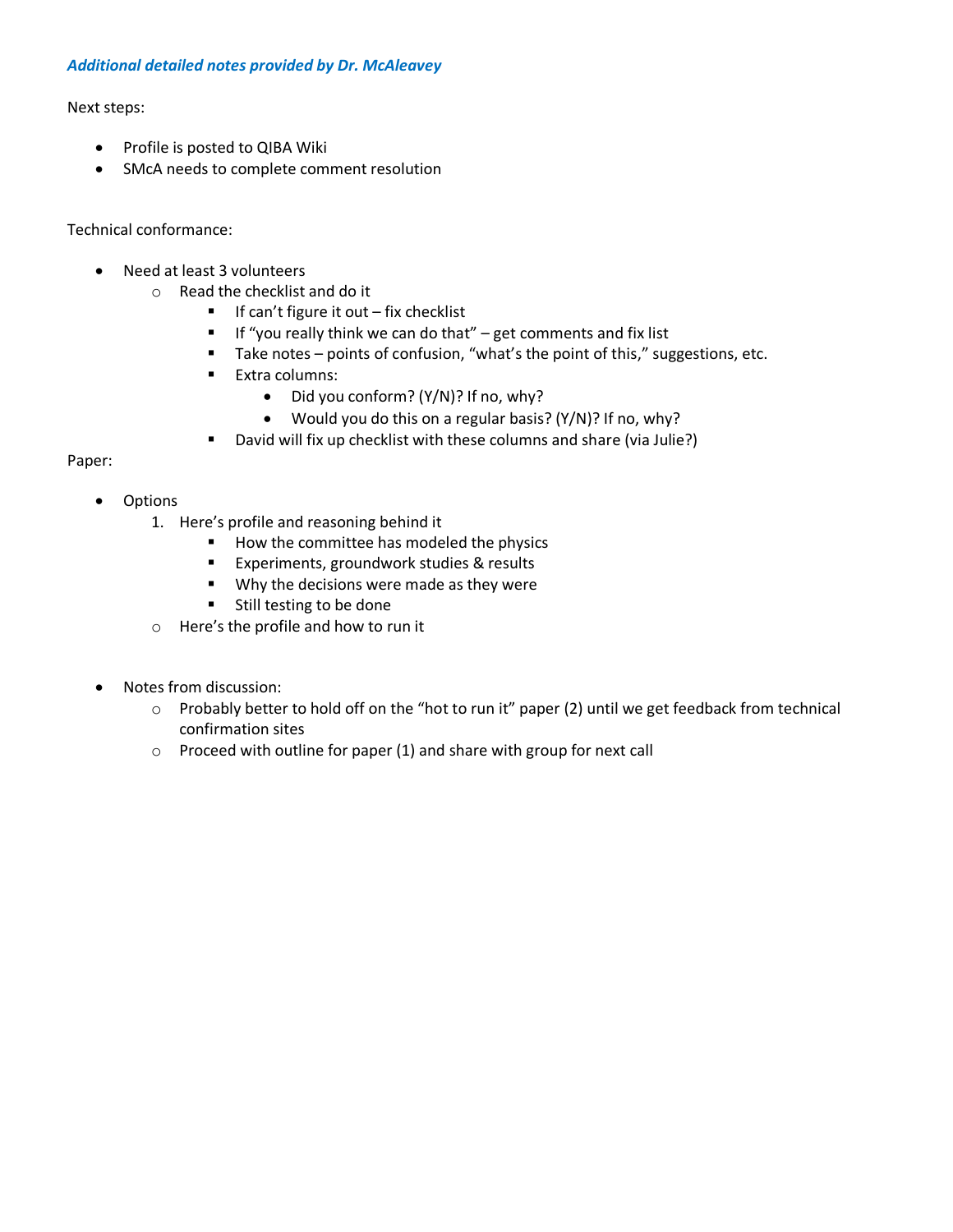***Additional detailed notes provided by Dr. McAleavey***

Next steps:

- Profile is posted to QIBA Wiki
- SMcA needs to complete comment resolution

Technical conformance:

- Need at least 3 volunteers
  - Read the checklist and do it
    - If can't figure it out – fix checklist
    - If "you really think we can do that" – get comments and fix list
    - Take notes – points of confusion, "what's the point of this," suggestions, etc.
    - Extra columns:
      - Did you conform? (Y/N)? If no, why?
      - Would you do this on a regular basis? (Y/N)? If no, why?
    - David will fix up checklist with these columns and share (via Julie?)

Paper:

- Options
  1. Here's profile and reasoning behind it
     - How the committee has modeled the physics
     - Experiments, groundwork studies & results
     - Why the decisions were made as they were
     - Still testing to be done
  - Here's the profile and how to run it

- Notes from discussion:
  - Probably better to hold off on the "hot to run it" paper (2) until we get feedback from technical confirmation sites
  - Proceed with outline for paper (1) and share with group for next call